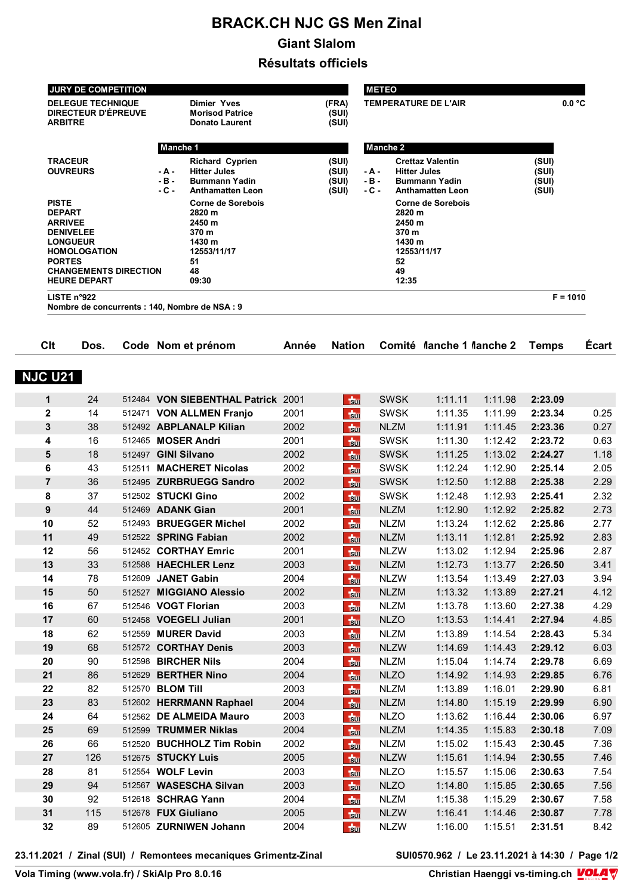# BRACK.CH NJC GS Men Zinal

## Giant Slalom

## Résultats officiels

| JURY DE COMPETITION | | | |
|---|---|---|---|
| DELEGUE TECHNIQUE | | Dimier Yves | (FRA) |
| DIRECTEUR D'ÉPREUVE | | Morisod Patrice | (SUI) |
| ARBITRE | | Donato Laurent | (SUI) |

| METEO | |
|---|---|
| TEMPERATURE DE L'AIR | 0.0 °C |

| | | Manche 1 | | | Manche 2 | |
|---|---|---|---|---|---|---|
| TRACEUR | | Richard Cyprien | (SUI) | | Crettaz Valentin | (SUI) |
| OUVREURS | - A - | Hitter Jules | (SUI) | - A - | Hitter Jules | (SUI) |
| | - B - | Bummann Yadin | (SUI) | - B - | Bummann Yadin | (SUI) |
| | - C - | Anthamatten Leon | (SUI) | - C - | Anthamatten Leon | (SUI) |
| PISTE | | Corne de Sorebois | | | Corne de Sorebois | |
| DEPART | | 2820 m | | | 2820 m | |
| ARRIVEE | | 2450 m | | | 2450 m | |
| DENIVELEE | | 370 m | | | 370 m | |
| LONGUEUR | | 1430 m | | | 1430 m | |
| HOMOLOGATION | | 12553/11/17 | | | 12553/11/17 | |
| PORTES | | 51 | | | 52 | |
| CHANGEMENTS DIRECTION | | 48 | | | 49 | |
| HEURE DEPART | | 09:30 | | | 12:35 | |

LISTE n°922 F = 1010

Nombre de concurrents : 140, Nombre de NSA : 9

### NJC U21

| Clt | Dos. | Code | Nom et prénom | Année | Nation | Comité | Manche 1 | Manche 2 | Temps | Écart |
|---|---|---|---|---|---|---|---|---|---|---|
| 1 | 24 | 512484 | **VON SIEBENTHAL Patrick** | 2001 | SUI | SWSK | 1:11.11 | 1:11.98 | **2:23.09** | |
| 2 | 14 | 512471 | **VON ALLMEN Franjo** | 2001 | SUI | SWSK | 1:11.35 | 1:11.99 | **2:23.34** | 0.25 |
| 3 | 38 | 512492 | **ABPLANALP Kilian** | 2002 | SUI | NLZM | 1:11.91 | 1:11.45 | **2:23.36** | 0.27 |
| 4 | 16 | 512465 | **MOSER Andri** | 2001 | SUI | SWSK | 1:11.30 | 1:12.42 | **2:23.72** | 0.63 |
| 5 | 18 | 512497 | **GINI Silvano** | 2002 | SUI | SWSK | 1:11.25 | 1:13.02 | **2:24.27** | 1.18 |
| 6 | 43 | 512511 | **MACHERET Nicolas** | 2002 | SUI | SWSK | 1:12.24 | 1:12.90 | **2:25.14** | 2.05 |
| 7 | 36 | 512495 | **ZURBRUEGG Sandro** | 2002 | SUI | SWSK | 1:12.50 | 1:12.88 | **2:25.38** | 2.29 |
| 8 | 37 | 512502 | **STUCKI Gino** | 2002 | SUI | SWSK | 1:12.48 | 1:12.93 | **2:25.41** | 2.32 |
| 9 | 44 | 512469 | **ADANK Gian** | 2001 | SUI | NLZM | 1:12.90 | 1:12.92 | **2:25.82** | 2.73 |
| 10 | 52 | 512493 | **BRUEGGER Michel** | 2002 | SUI | NLZM | 1:13.24 | 1:12.62 | **2:25.86** | 2.77 |
| 11 | 49 | 512522 | **SPRING Fabian** | 2002 | SUI | NLZM | 1:13.11 | 1:12.81 | **2:25.92** | 2.83 |
| 12 | 56 | 512452 | **CORTHAY Emric** | 2001 | SUI | NLZW | 1:13.02 | 1:12.94 | **2:25.96** | 2.87 |
| 13 | 33 | 512588 | **HAECHLER Lenz** | 2003 | SUI | NLZM | 1:12.73 | 1:13.77 | **2:26.50** | 3.41 |
| 14 | 78 | 512609 | **JANET Gabin** | 2004 | SUI | NLZW | 1:13.54 | 1:13.49 | **2:27.03** | 3.94 |
| 15 | 50 | 512527 | **MIGGIANO Alessio** | 2002 | SUI | NLZM | 1:13.32 | 1:13.89 | **2:27.21** | 4.12 |
| 16 | 67 | 512546 | **VOGT Florian** | 2003 | SUI | NLZM | 1:13.78 | 1:13.60 | **2:27.38** | 4.29 |
| 17 | 60 | 512458 | **VOEGELI Julian** | 2001 | SUI | NLZO | 1:13.53 | 1:14.41 | **2:27.94** | 4.85 |
| 18 | 62 | 512559 | **MURER David** | 2003 | SUI | NLZM | 1:13.89 | 1:14.54 | **2:28.43** | 5.34 |
| 19 | 68 | 512572 | **CORTHAY Denis** | 2003 | SUI | NLZW | 1:14.69 | 1:14.43 | **2:29.12** | 6.03 |
| 20 | 90 | 512598 | **BIRCHER Nils** | 2004 | SUI | NLZM | 1:15.04 | 1:14.74 | **2:29.78** | 6.69 |
| 21 | 86 | 512629 | **BERTHER Nino** | 2004 | SUI | NLZO | 1:14.92 | 1:14.93 | **2:29.85** | 6.76 |
| 22 | 82 | 512570 | **BLOM Till** | 2003 | SUI | NLZM | 1:13.89 | 1:16.01 | **2:29.90** | 6.81 |
| 23 | 83 | 512602 | **HERRMANN Raphael** | 2004 | SUI | NLZM | 1:14.80 | 1:15.19 | **2:29.99** | 6.90 |
| 24 | 64 | 512562 | **DE ALMEIDA Mauro** | 2003 | SUI | NLZO | 1:13.62 | 1:16.44 | **2:30.06** | 6.97 |
| 25 | 69 | 512599 | **TRUMMER Niklas** | 2004 | SUI | NLZM | 1:14.35 | 1:15.83 | **2:30.18** | 7.09 |
| 26 | 66 | 512520 | **BUCHHOLZ Tim Robin** | 2002 | SUI | NLZM | 1:15.02 | 1:15.43 | **2:30.45** | 7.36 |
| 27 | 126 | 512675 | **STUCKY Luis** | 2005 | SUI | NLZW | 1:15.61 | 1:14.94 | **2:30.55** | 7.46 |
| 28 | 81 | 512554 | **WOLF Levin** | 2003 | SUI | NLZO | 1:15.57 | 1:15.06 | **2:30.63** | 7.54 |
| 29 | 94 | 512567 | **WASESCHA Silvan** | 2003 | SUI | NLZO | 1:14.80 | 1:15.85 | **2:30.65** | 7.56 |
| 30 | 92 | 512618 | **SCHRAG Yann** | 2004 | SUI | NLZM | 1:15.38 | 1:15.29 | **2:30.67** | 7.58 |
| 31 | 115 | 512678 | **FUX Giuliano** | 2005 | SUI | NLZW | 1:16.41 | 1:14.46 | **2:30.87** | 7.78 |
| 32 | 89 | 512605 | **ZURNIWEN Johann** | 2004 | SUI | NLZW | 1:16.00 | 1:15.51 | **2:31.51** | 8.42 |

23.11.2021 / Zinal (SUI) / Remontees mecaniques Grimentz-Zinal — SUI0570.962 / Le 23.11.2021 à 14:30

Vola Timing (www.vola.fr) / SkiAlp Pro 8.0.16 — Christian Haenggi vs-timing.ch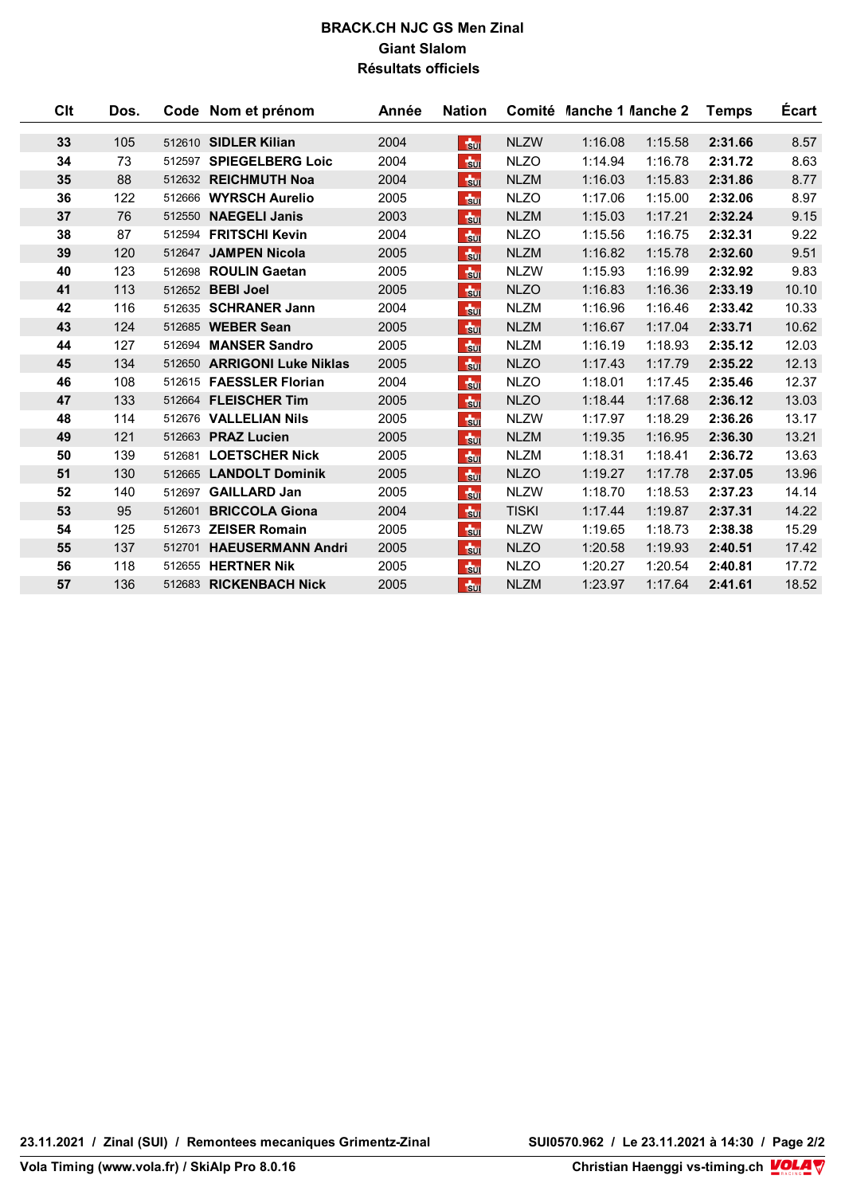# BRACK.CH NJC GS Men Zinal

## Giant Slalom

## Résultats officiels

| Clt | Dos. | Code | Nom et prénom | Année | Nation | Comité | Manche 1 | Manche 2 | Temps | Écart |
|---|---|---|---|---|---|---|---|---|---|---|
| **33** | 105 | 512610 | **SIDLER Kilian** | 2004 | SUI | NLZW | 1:16.08 | 1:15.58 | **2:31.66** | 8.57 |
| **34** | 73 | 512597 | **SPIEGELBERG Loic** | 2004 | SUI | NLZO | 1:14.94 | 1:16.78 | **2:31.72** | 8.63 |
| **35** | 88 | 512632 | **REICHMUTH Noa** | 2004 | SUI | NLZM | 1:16.03 | 1:15.83 | **2:31.86** | 8.77 |
| **36** | 122 | 512666 | **WYRSCH Aurelio** | 2005 | SUI | NLZO | 1:17.06 | 1:15.00 | **2:32.06** | 8.97 |
| **37** | 76 | 512550 | **NAEGELI Janis** | 2003 | SUI | NLZM | 1:15.03 | 1:17.21 | **2:32.24** | 9.15 |
| **38** | 87 | 512594 | **FRITSCHI Kevin** | 2004 | SUI | NLZO | 1:15.56 | 1:16.75 | **2:32.31** | 9.22 |
| **39** | 120 | 512647 | **JAMPEN Nicola** | 2005 | SUI | NLZM | 1:16.82 | 1:15.78 | **2:32.60** | 9.51 |
| **40** | 123 | 512698 | **ROULIN Gaetan** | 2005 | SUI | NLZW | 1:15.93 | 1:16.99 | **2:32.92** | 9.83 |
| **41** | 113 | 512652 | **BEBI Joel** | 2005 | SUI | NLZO | 1:16.83 | 1:16.36 | **2:33.19** | 10.10 |
| **42** | 116 | 512635 | **SCHRANER Jann** | 2004 | SUI | NLZM | 1:16.96 | 1:16.46 | **2:33.42** | 10.33 |
| **43** | 124 | 512685 | **WEBER Sean** | 2005 | SUI | NLZM | 1:16.67 | 1:17.04 | **2:33.71** | 10.62 |
| **44** | 127 | 512694 | **MANSER Sandro** | 2005 | SUI | NLZM | 1:16.19 | 1:18.93 | **2:35.12** | 12.03 |
| **45** | 134 | 512650 | **ARRIGONI Luke Niklas** | 2005 | SUI | NLZO | 1:17.43 | 1:17.79 | **2:35.22** | 12.13 |
| **46** | 108 | 512615 | **FAESSLER Florian** | 2004 | SUI | NLZO | 1:18.01 | 1:17.45 | **2:35.46** | 12.37 |
| **47** | 133 | 512664 | **FLEISCHER Tim** | 2005 | SUI | NLZO | 1:18.44 | 1:17.68 | **2:36.12** | 13.03 |
| **48** | 114 | 512676 | **VALLELIAN Nils** | 2005 | SUI | NLZW | 1:17.97 | 1:18.29 | **2:36.26** | 13.17 |
| **49** | 121 | 512663 | **PRAZ Lucien** | 2005 | SUI | NLZM | 1:19.35 | 1:16.95 | **2:36.30** | 13.21 |
| **50** | 139 | 512681 | **LOETSCHER Nick** | 2005 | SUI | NLZM | 1:18.31 | 1:18.41 | **2:36.72** | 13.63 |
| **51** | 130 | 512665 | **LANDOLT Dominik** | 2005 | SUI | NLZO | 1:19.27 | 1:17.78 | **2:37.05** | 13.96 |
| **52** | 140 | 512697 | **GAILLARD Jan** | 2005 | SUI | NLZW | 1:18.70 | 1:18.53 | **2:37.23** | 14.14 |
| **53** | 95 | 512601 | **BRICCOLA Giona** | 2004 | SUI | TISKI | 1:17.44 | 1:19.87 | **2:37.31** | 14.22 |
| **54** | 125 | 512673 | **ZEISER Romain** | 2005 | SUI | NLZW | 1:19.65 | 1:18.73 | **2:38.38** | 15.29 |
| **55** | 137 | 512701 | **HAEUSERMANN Andri** | 2005 | SUI | NLZO | 1:20.58 | 1:19.93 | **2:40.51** | 17.42 |
| **56** | 118 | 512655 | **HERTNER Nik** | 2005 | SUI | NLZO | 1:20.27 | 1:20.54 | **2:40.81** | 17.72 |
| **57** | 136 | 512683 | **RICKENBACH Nick** | 2005 | SUI | NLZM | 1:23.97 | 1:17.64 | **2:41.61** | 18.52 |

**23.11.2021 / Zinal (SUI) / Remontees mecaniques Grimentz-Zinal** **SUI0570.962 / Le 23.11.2021 à 14:30**

**Vola Timing (www.vola.fr) / SkiAlp Pro 8.0.16** **Christian Haenggi vs-timing.ch**